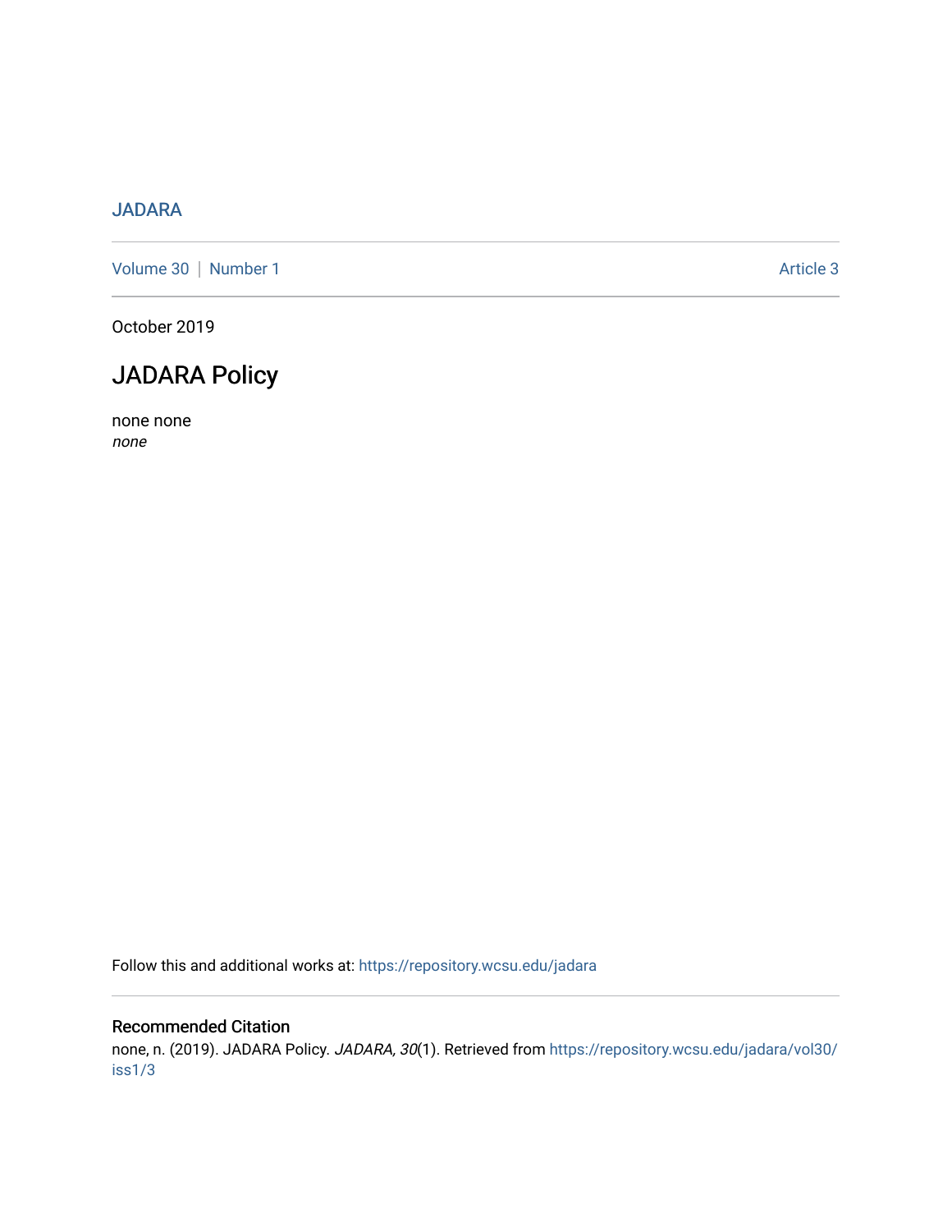JADARA

Volume 30 | Number 1 Article 3

October 2019

# JADARA Policy

none none
*none*

Follow this and additional works at: https://repository.wcsu.edu/jadara

## Recommended Citation

none, n. (2019). JADARA Policy. *JADARA, 30*(1). Retrieved from https://repository.wcsu.edu/jadara/vol30/iss1/3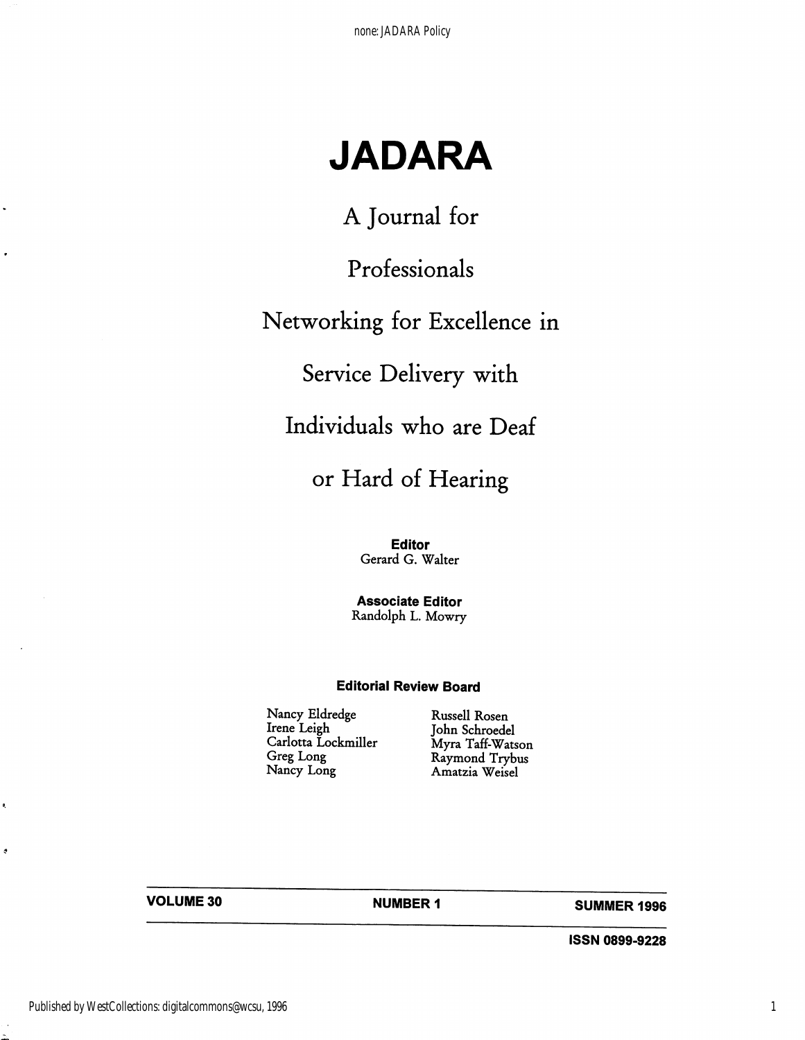# JADARA

A Journal for

Professionals

Networking for Excellence in

Service Delivery with

Individuals who are Deaf

or Hard of Hearing

**Editor**
Gerard G. Walter

**Associate Editor**
Randolph L. Mowry

**Editorial Review Board**

Nancy Eldredge
Irene Leigh
Carlotta Lockmiller
Greg Long
Nancy Long
Russell Rosen
John Schroedel
Myra Taff-Watson
Raymond Trybus
Amatzia Weisel

**VOLUME 30** **NUMBER 1** **SUMMER 1996**

**ISSN 0899-9228**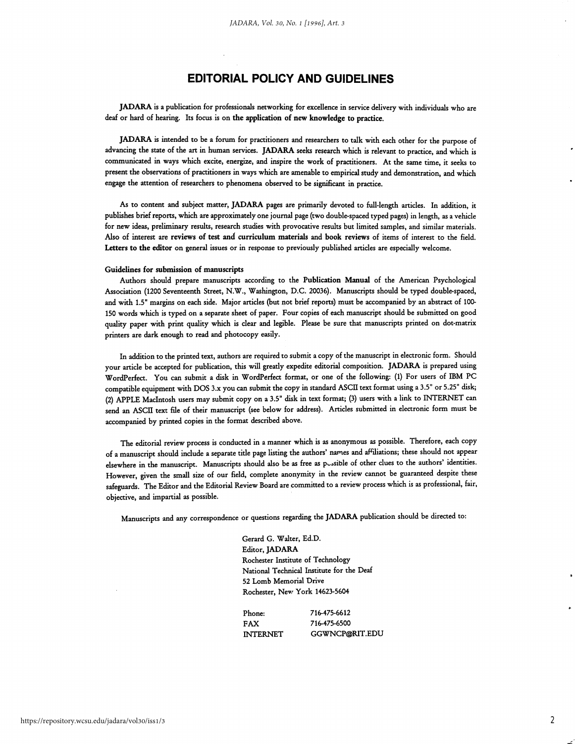# EDITORIAL POLICY AND GUIDELINES

**JADARA** is a publication for professionals networking for excellence in service delivery with individuals who are deaf or hard of hearing. Its focus is on **the application of new knowledge to practice.**

**JADARA** is intended to be a forum for practitioners and researchers to talk with each other for the purpose of advancing the state of the art in human services. **JADARA** seeks research which is relevant to practice, and which is communicated in ways which excite, energize, and inspire the work of practitioners. At the same time, it seeks to present the observations of practitioners in ways which are amenable to empirical study and demonstration, and which engage the attention of researchers to phenomena observed to be significant in practice.

As to content and subject matter, **JADARA** pages are primarily devoted to full-length articles. In addition, it publishes brief reports, which are approximately one journal page (two double-spaced typed pages) in length, as a vehicle for new ideas, preliminary results, research studies with provocative results but limited samples, and similar materials. Also of interest are **reviews of test and curriculum materials** and **book reviews** of items of interest to the field. **Letters to the editor** on general issues or in response to previously published articles are especially welcome.

**Guidelines for submission of manuscripts**

Authors should prepare manuscripts according to the **Publication Manual** of the American Psychological Association (1200 Seventeenth Street, N.W., Washington, D.C. 20036). Manuscripts should be typed double-spaced, and with 1.5" margins on each side. Major articles (but not brief reports) must be accompanied by an abstract of 100-150 words which is typed on a separate sheet of paper. Four copies of each manuscript should be submitted on good quality paper with print quality which is clear and legible. Please be sure that manuscripts printed on dot-matrix printers are dark enough to read and photocopy easily.

In addition to the printed text, authors are required to submit a copy of the manuscript in electronic form. Should your article be accepted for publication, this will greatly expedite editorial composition. **JADARA** is prepared using WordPerfect. You can submit a disk in WordPerfect format, or one of the following: (1) For users of IBM PC compatible equipment with DOS 3.x you can submit the copy in standard ASCII text format using a 3.5" or 5.25" disk; (2) APPLE MacIntosh users may submit copy on a 3.5" disk in text format; (3) users with a link to INTERNET can send an ASCII text file of their manuscript (see below for address). Articles submitted in electronic form must be accompanied by printed copies in the format described above.

The editorial review process is conducted in a manner which is as anonymous as possible. Therefore, each copy of a manuscript should include a separate title page listing the authors' names and affiliations; these should not appear elsewhere in the manuscript. Manuscripts should also be as free as possible of other clues to the authors' identities. However, given the small size of our field, complete anonymity in the review cannot be guaranteed despite these safeguards. The Editor and the Editorial Review Board are committed to a review process which is as professional, fair, objective, and impartial as possible.

Manuscripts and any correspondence or questions regarding the **JADARA** publication should be directed to:

Gerard G. Walter, Ed.D.
Editor, JADARA
Rochester Institute of Technology
National Technical Institute for the Deaf
52 Lomb Memorial Drive
Rochester, New York 14623-5604

Phone: 716-475-6612
FAX 716-475-6500
INTERNET GGWNCP@RIT.EDU